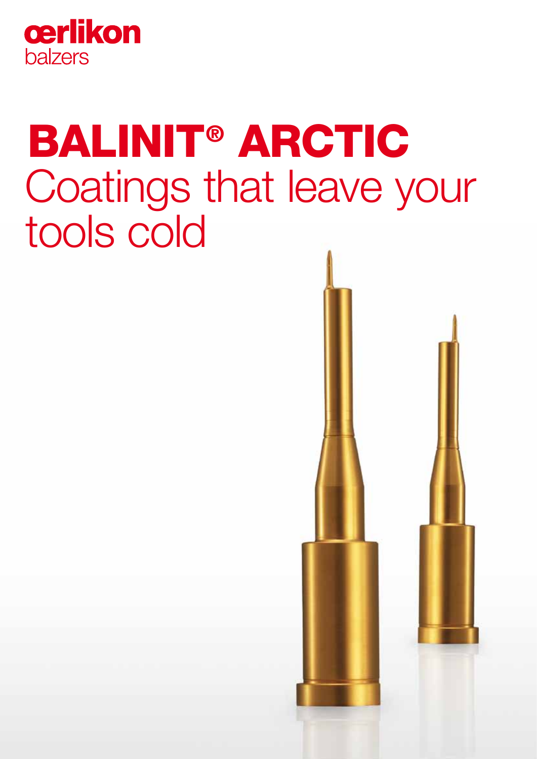oerlikon
balzers

# BALINIT® ARCTIC
## Coatings that leave your tools cold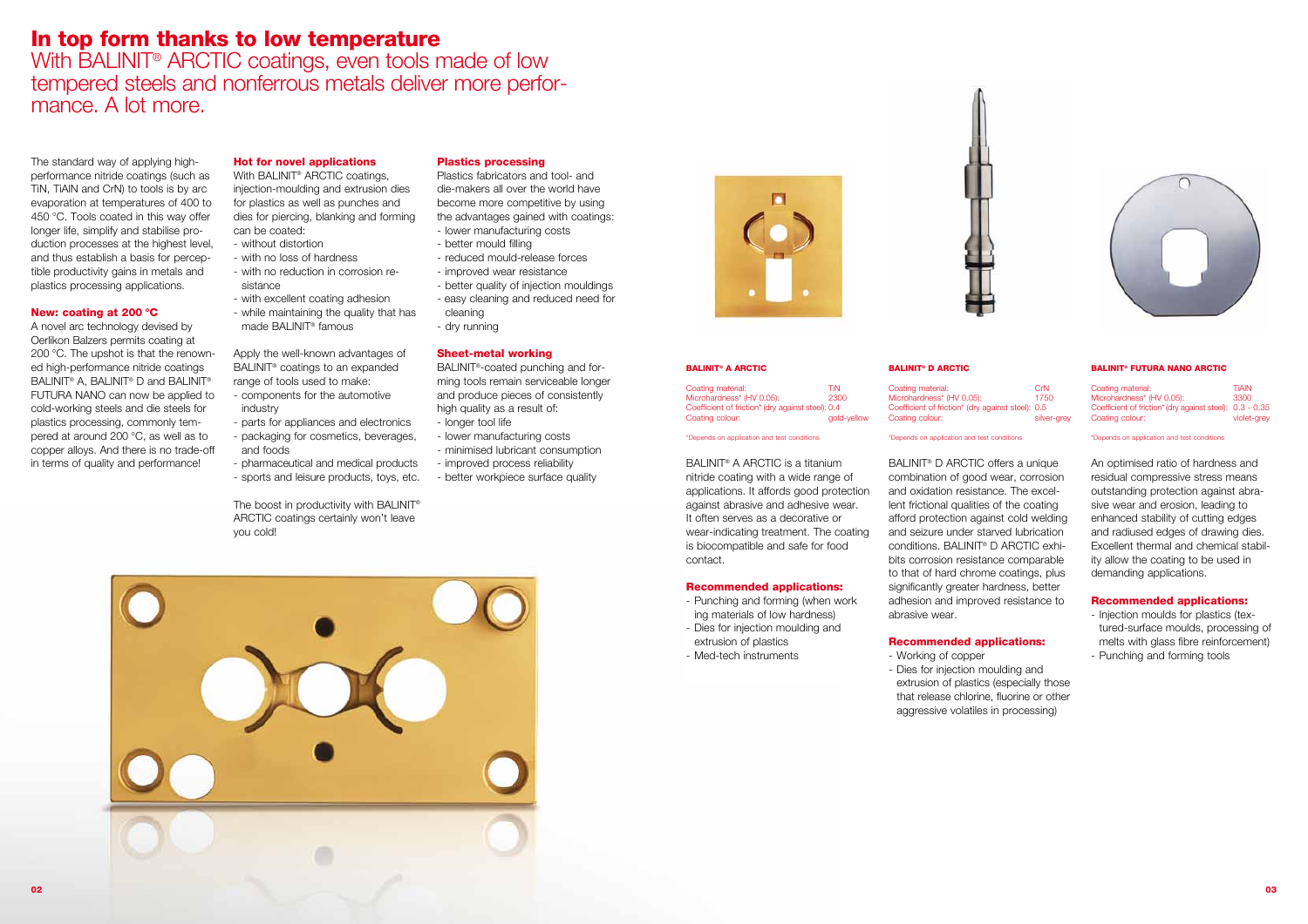# In top form thanks to low temperature

## With BALINIT® ARCTIC coatings, even tools made of low tempered steels and nonferrous metals deliver more performance. A lot more.

The standard way of applying high-performance nitride coatings (such as TiN, TiAlN and CrN) to tools is by arc evaporation at temperatures of 400 to 450 °C. Tools coated in this way offer longer life, simplify and stabilise production processes at the highest level, and thus establish a basis for perceptible productivity gains in metals and plastics processing applications.

### New: coating at 200 °C

A novel arc technology devised by Oerlikon Balzers permits coating at 200 °C. The upshot is that the renowned high-performance nitride coatings BALINIT® A, BALINIT® D and BALINIT® FUTURA NANO can now be applied to cold-working steels and die steels for plastics processing, commonly tempered at around 200 °C, as well as to copper alloys. And there is no trade-off in terms of quality and performance!

### Hot for novel applications

With BALINIT® ARCTIC coatings, injection-moulding and extrusion dies for plastics as well as punches and dies for piercing, blanking and forming can be coated:

- without distortion
- with no loss of hardness
- with no reduction in corrosion resistance
- with excellent coating adhesion
- while maintaining the quality that has made BALINIT® famous

Apply the well-known advantages of BALINIT® coatings to an expanded range of tools used to make:

- components for the automotive industry
- parts for appliances and electronics
- packaging for cosmetics, beverages, and foods
- pharmaceutical and medical products
- sports and leisure products, toys, etc.

The boost in productivity with BALINIT® ARCTIC coatings certainly won't leave you cold!

### Plastics processing

Plastics fabricators and tool- and die-makers all over the world have become more competitive by using the advantages gained with coatings:

- lower manufacturing costs
- better mould filling
- reduced mould-release forces
- improved wear resistance
- better quality of injection mouldings
- easy cleaning and reduced need for cleaning
- dry running

### Sheet-metal working

BALINIT®-coated punching and forming tools remain serviceable longer and produce pieces of consistently high quality as a result of:

- longer tool life
- lower manufacturing costs
- minimised lubricant consumption
- improved process reliability
- better workpiece surface quality

### BALINIT® A ARCTIC

| | |
|---|---|
| Coating material: | TiN |
| Microhardness* (HV 0.05): | 2300 |
| Coefficient of friction* (dry against steel): | 0.4 |
| Coating colour: | gold-yellow |

*Depends on application and test conditions

BALINIT® A ARCTIC is a titanium nitride coating with a wide range of applications. It affords good protection against abrasive and adhesive wear. It often serves as a decorative or wear-indicating treatment. The coating is biocompatible and safe for food contact.

#### Recommended applications:

- Punching and forming (when working materials of low hardness)
- Dies for injection moulding and extrusion of plastics
- Med-tech instruments

### BALINIT® D ARCTIC

| | |
|---|---|
| Coating material: | CrN |
| Microhardness* (HV 0.05): | 1750 |
| Coefficient of friction* (dry against steel): | 0.5 |
| Coating colour: | silver-grey |

*Depends on application and test conditions

BALINIT® D ARCTIC offers a unique combination of good wear, corrosion and oxidation resistance. The excellent frictional qualities of the coating afford protection against cold welding and seizure under starved lubrication conditions. BALINIT® D ARCTIC exhibits corrosion resistance comparable to that of hard chrome coatings, plus significantly greater hardness, better adhesion and improved resistance to abrasive wear.

#### Recommended applications:

- Working of copper
- Dies for injection moulding and extrusion of plastics (especially those that release chlorine, fluorine or other aggressive volatiles in processing)

### BALINIT® FUTURA NANO ARCTIC

| | |
|---|---|
| Coating material: | TiAlN |
| Microhardness* (HV 0.05): | 3300 |
| Coefficient of friction* (dry against steel): | 0.3 - 0.35 |
| Coating colour: | violet-grey |

*Depends on application and test conditions

An optimised ratio of hardness and residual compressive stress means outstanding protection against abrasive wear and erosion, leading to enhanced stability of cutting edges and radiused edges of drawing dies. Excellent thermal and chemical stability allow the coating to be used in demanding applications.

#### Recommended applications:

- Injection moulds for plastics (textured-surface moulds, processing of melts with glass fibre reinforcement)
- Punching and forming tools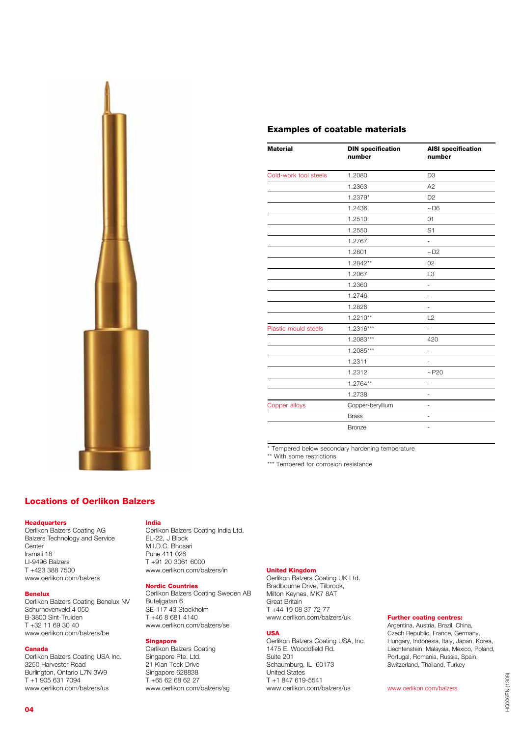## Examples of coatable materials

| Material | DIN specification number | AISI specification number |
|---|---|---|
| Cold-work tool steels | 1.2080 | D3 |
| | 1.2363 | A2 |
| | 1.2379* | D2 |
| | 1.2436 | ~D6 |
| | 1.2510 | 01 |
| | 1.2550 | S1 |
| | 1.2767 | - |
| | 1.2601 | ~D2 |
| | 1.2842** | 02 |
| | 1.2067 | L3 |
| | 1.2360 | - |
| | 1.2746 | - |
| | 1.2826 | - |
| | 1.2210** | L2 |
| Plastic mould steels | 1.2316*** | - |
| | 1.2083*** | 420 |
| | 1.2085*** | - |
| | 1.2311 | - |
| | 1.2312 | ~P20 |
| | 1.2764** | - |
| | 1.2738 | - |
| Copper alloys | Copper-beryllium | - |
| | Brass | - |
| | Bronze | - |

* Tempered below secondary hardening temperature
** With some restrictions
*** Tempered for corrosion resistance

## Locations of Oerlikon Balzers

**Headquarters**
Oerlikon Balzers Coating AG
Balzers Technology and Service Center
Iramali 18
LI-9496 Balzers
T +423 388 7500
www.oerlikon.com/balzers

**Benelux**
Oerlikon Balzers Coating Benelux NV
Schurhovenveld 4 050
B-3800 Sint-Truiden
T +32 11 69 30 40
www.oerlikon.com/balzers/be

**Canada**
Oerlikon Balzers Coating USA Inc.
3250 Harvester Road
Burlington, Ontario L7N 3W9
T +1 905 631 7094
www.oerlikon.com/balzers/us

**India**
Oerlikon Balzers Coating India Ltd.
EL-22, J Block
M.I.D.C. Bhosari
Pune 411 026
T +91 20 3061 6000
www.oerlikon.com/balzers/in

**Nordic Countries**
Oerlikon Balzers Coating Sweden AB
Buteljgatan 6
SE-117 43 Stockholm
T +46 8 681 4140
www.oerlikon.com/balzers/se

**Singapore**
Oerlikon Balzers Coating Singapore Pte. Ltd.
21 Kian Teck Drive
Singapore 628838
T +65 62 68 62 27
www.oerlikon.com/balzers/sg

**United Kingdom**
Oerlikon Balzers Coating UK Ltd.
Bradbourne Drive, Tilbrook,
Milton Keynes, MK7 8AT
Great Britain
T +44 19 08 37 72 77
www.oerlikon.com/balzers/uk

**USA**
Oerlikon Balzers Coating USA, Inc.
1475 E. Wooddfield Rd.
Suite 201
Schaumburg, IL 60173
United States
T +1 847 619-5541
www.oerlikon.com/balzers/us

**Further coating centres:**
Argentina, Austria, Brazil, China, Czech Republic, France, Germany, Hungary, Indonesia, Italy, Japan, Korea, Liechtenstein, Malaysia, Mexico, Poland, Portugal, Romania, Russia, Spain, Switzerland, Thailand, Turkey

www.oerlikon.com/balzers

HQ006EN (1308)